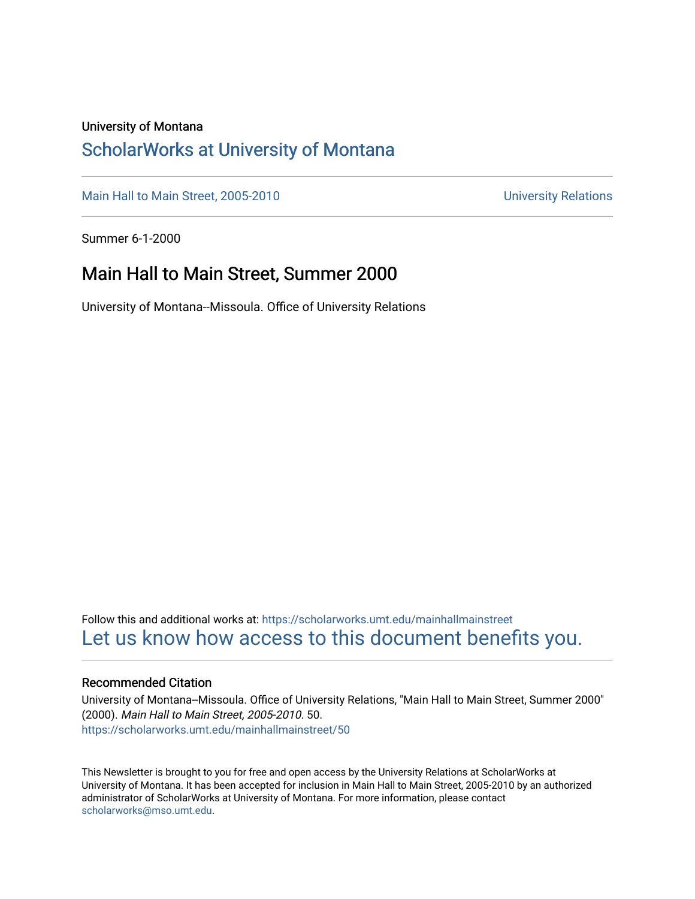University of Montana

# ScholarWorks at University of Montana

Main Hall to Main Street, 2005-2010 | University Relations

Summer 6-1-2000

## Main Hall to Main Street, Summer 2000

University of Montana--Missoula. Office of University Relations

Follow this and additional works at: https://scholarworks.umt.edu/mainhallmainstreet

Let us know how access to this document benefits you.

### Recommended Citation

University of Montana--Missoula. Office of University Relations, "Main Hall to Main Street, Summer 2000" (2000). *Main Hall to Main Street, 2005-2010*. 50.
https://scholarworks.umt.edu/mainhallmainstreet/50

This Newsletter is brought to you for free and open access by the University Relations at ScholarWorks at University of Montana. It has been accepted for inclusion in Main Hall to Main Street, 2005-2010 by an authorized administrator of ScholarWorks at University of Montana. For more information, please contact scholarworks@mso.umt.edu.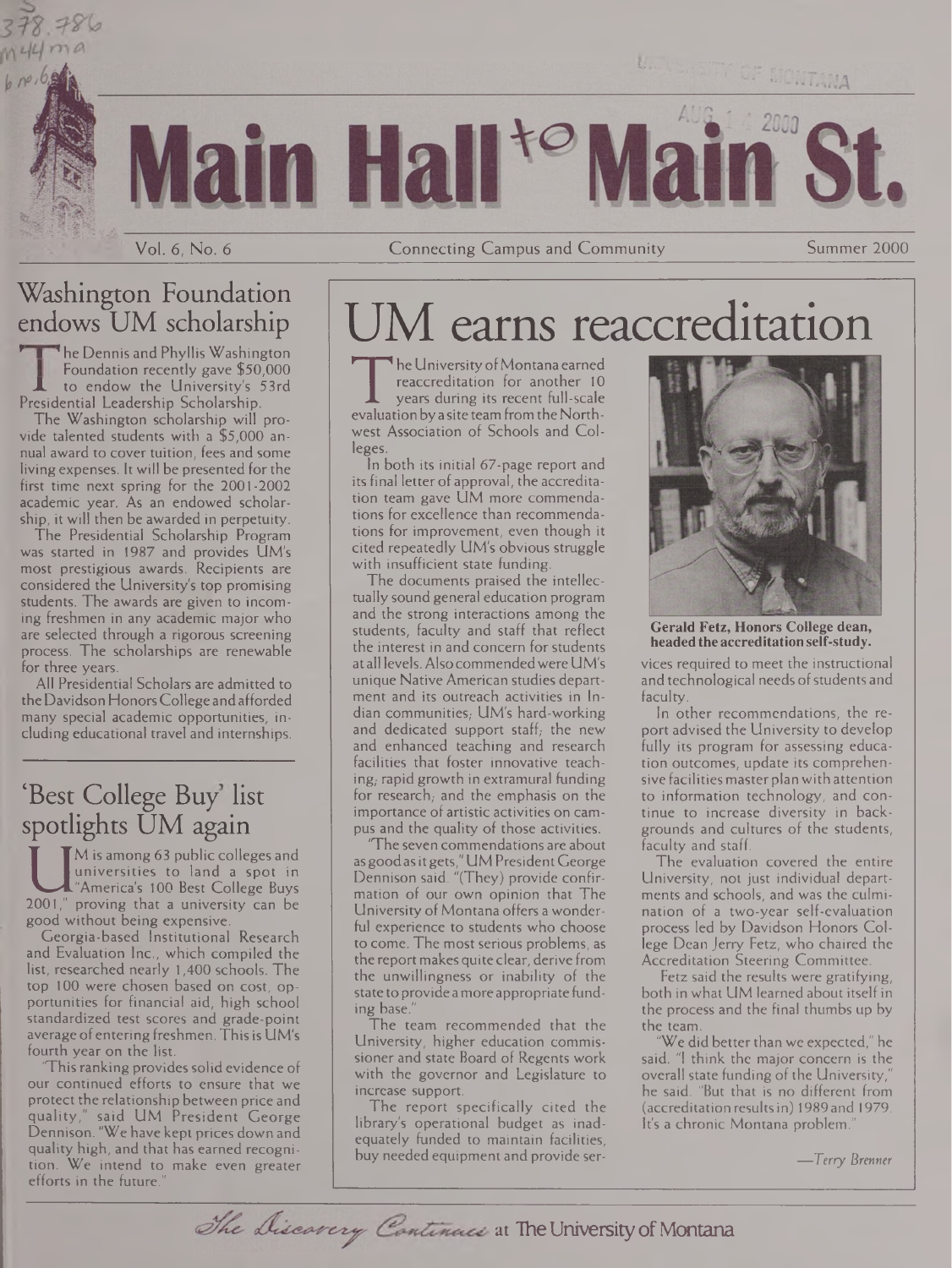# Main Hall to Main St.

Vol. 6, No. 6 — Connecting Campus and Community — Summer 2000

## Washington Foundation endows UM scholarship

The Dennis and Phyllis Washington Foundation recently gave $50,000 to endow the University's 53rd Presidential Leadership Scholarship.

The Washington scholarship will provide talented students with a $5,000 annual award to cover tuition, fees and some living expenses. It will be presented for the first time next spring for the 2001-2002 academic year. As an endowed scholarship, it will then be awarded in perpetuity.

The Presidential Scholarship Program was started in 1987 and provides UM's most prestigious awards. Recipients are considered the University's top promising students. The awards are given to incoming freshmen in any academic major who are selected through a rigorous screening process. The scholarships are renewable for three years.

All Presidential Scholars are admitted to the Davidson Honors College and afforded many special academic opportunities, including educational travel and internships.

## 'Best College Buy' list spotlights UM again

UM is among 63 public colleges and universities to land a spot in "America's 100 Best College Buys 2001," proving that a university can be good without being expensive.

Georgia-based Institutional Research and Evaluation Inc., which compiled the list, researched nearly 1,400 schools. The top 100 were chosen based on cost, opportunities for financial aid, high school standardized test scores and grade-point average of entering freshmen. This is UM's fourth year on the list.

"This ranking provides solid evidence of our continued efforts to ensure that we protect the relationship between price and quality," said UM President George Dennison. "We have kept prices down and quality high, and that has earned recognition. We intend to make even greater efforts in the future."

# UM earns reaccreditation

The University of Montana earned reaccreditation for another 10 years during its recent full-scale evaluation by a site team from the Northwest Association of Schools and Colleges.

In both its initial 67-page report and its final letter of approval, the accreditation team gave UM more commendations for excellence than recommendations for improvement, even though it cited repeatedly UM's obvious struggle with insufficient state funding.

The documents praised the intellectually sound general education program and the strong interactions among the students, faculty and staff that reflect the interest in and concern for students at all levels. Also commended were UM's unique Native American studies department and its outreach activities in Indian communities; UM's hard-working and dedicated support staff; the new and enhanced teaching and research facilities that foster innovative teaching; rapid growth in extramural funding for research; and the emphasis on the importance of artistic activities on campus and the quality of those activities.

"The seven commendations are about as good as it gets," UM President George Dennison said. "(They) provide confirmation of our own opinion that The University of Montana offers a wonderful experience to students who choose to come. The most serious problems, as the report makes quite clear, derive from the unwillingness or inability of the state to provide a more appropriate funding base."

The team recommended that the University, higher education commissioner and state Board of Regents work with the governor and Legislature to increase support.

The report specifically cited the library's operational budget as inadequately funded to maintain facilities, buy needed equipment and provide services required to meet the instructional and technological needs of students and faculty.

**Gerald Fetz, Honors College dean, headed the accreditation self-study.**

In other recommendations, the report advised the University to develop fully its program for assessing education outcomes, update its comprehensive facilities master plan with attention to information technology, and continue to increase diversity in backgrounds and cultures of the students, faculty and staff.

The evaluation covered the entire University, not just individual departments and schools, and was the culmination of a two-year self-evaluation process led by Davidson Honors College Dean Jerry Fetz, who chaired the Accreditation Steering Committee.

Fetz said the results were gratifying, both in what UM learned about itself in the process and the final thumbs up by the team.

"We did better than we expected," he said. "I think the major concern is the overall state funding of the University," he said. "But that is no different from (accreditation results in) 1989 and 1979. It's a chronic Montana problem."

*—Terry Brenner*

*The Discovery Continues* at The University of Montana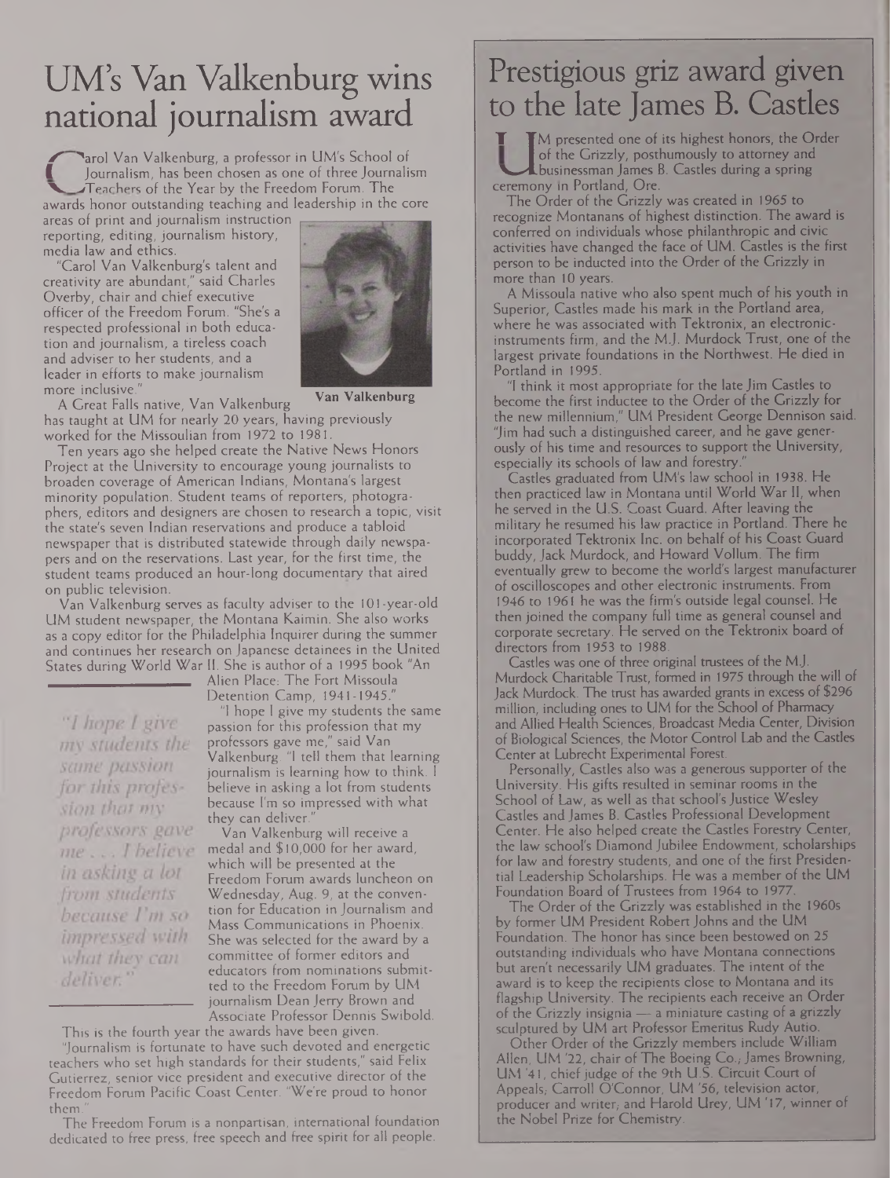# UM's Van Valkenburg wins national journalism award

Carol Van Valkenburg, a professor in UM's School of Journalism, has been chosen as one of three Journalism Teachers of the Year by the Freedom Forum. The awards honor outstanding teaching and leadership in the core areas of print and journalism instruction reporting, editing, journalism history, media law and ethics.

"Carol Van Valkenburg's talent and creativity are abundant," said Charles Overby, chair and chief executive officer of the Freedom Forum. "She's a respected professional in both education and journalism, a tireless coach and adviser to her students, and a leader in efforts to make journalism more inclusive."

**Van Valkenburg**

A Great Falls native, Van Valkenburg has taught at UM for nearly 20 years, having previously worked for the Missoulian from 1972 to 1981.

Ten years ago she helped create the Native News Honors Project at the University to encourage young journalists to broaden coverage of American Indians, Montana's largest minority population. Student teams of reporters, photographers, editors and designers are chosen to research a topic, visit the state's seven Indian reservations and produce a tabloid newspaper that is distributed statewide through daily newspapers and on the reservations. Last year, for the first time, the student teams produced an hour-long documentary that aired on public television.

Van Valkenburg serves as faculty adviser to the 101-year-old UM student newspaper, the Montana Kaimin. She also works as a copy editor for the Philadelphia Inquirer during the summer and continues her research on Japanese detainees in the United States during World War II. She is author of a 1995 book "An Alien Place: The Fort Missoula Detention Camp, 1941-1945."

*"I hope I give my students the same passion for this profession that my professors gave me . . . I believe in asking a lot from students because I'm so impressed with what they can deliver."*

"I hope I give my students the same passion for this profession that my professors gave me," said Van Valkenburg. "I tell them that learning journalism is learning how to think. I believe in asking a lot from students because I'm so impressed with what they can deliver."

Van Valkenburg will receive a medal and $10,000 for her award, which will be presented at the Freedom Forum awards luncheon on Wednesday, Aug. 9, at the convention for Education in Journalism and Mass Communications in Phoenix. She was selected for the award by a committee of former editors and educators from nominations submitted to the Freedom Forum by UM journalism Dean Jerry Brown and Associate Professor Dennis Swibold.

This is the fourth year the awards have been given.

"Journalism is fortunate to have such devoted and energetic teachers who set high standards for their students," said Felix Gutierrez, senior vice president and executive director of the Freedom Forum Pacific Coast Center. "We're proud to honor them."

The Freedom Forum is a nonpartisan, international foundation dedicated to free press, free speech and free spirit for all people.

# Prestigious griz award given to the late James B. Castles

UM presented one of its highest honors, the Order of the Grizzly, posthumously to attorney and businessman James B. Castles during a spring ceremony in Portland, Ore.

The Order of the Grizzly was created in 1965 to recognize Montanans of highest distinction. The award is conferred on individuals whose philanthropic and civic activities have changed the face of UM. Castles is the first person to be inducted into the Order of the Grizzly in more than 10 years.

A Missoula native who also spent much of his youth in Superior, Castles made his mark in the Portland area, where he was associated with Tektronix, an electronic-instruments firm, and the M.J. Murdock Trust, one of the largest private foundations in the Northwest. He died in Portland in 1995.

"I think it most appropriate for the late Jim Castles to become the first inductee to the Order of the Grizzly for the new millennium," UM President George Dennison said. "Jim had such a distinguished career, and he gave generously of his time and resources to support the University, especially its schools of law and forestry."

Castles graduated from UM's law school in 1938. He then practiced law in Montana until World War II, when he served in the U.S. Coast Guard. After leaving the military he resumed his law practice in Portland. There he incorporated Tektronix Inc. on behalf of his Coast Guard buddy, Jack Murdock, and Howard Vollum. The firm eventually grew to become the world's largest manufacturer of oscilloscopes and other electronic instruments. From 1946 to 1961 he was the firm's outside legal counsel. He then joined the company full time as general counsel and corporate secretary. He served on the Tektronix board of directors from 1953 to 1988.

Castles was one of three original trustees of the M.J. Murdock Charitable Trust, formed in 1975 through the will of Jack Murdock. The trust has awarded grants in excess of $296 million, including ones to UM for the School of Pharmacy and Allied Health Sciences, Broadcast Media Center, Division of Biological Sciences, the Motor Control Lab and the Castles Center at Lubrecht Experimental Forest.

Personally, Castles also was a generous supporter of the University. His gifts resulted in seminar rooms in the School of Law, as well as that school's Justice Wesley Castles and James B. Castles Professional Development Center. He also helped create the Castles Forestry Center, the law school's Diamond Jubilee Endowment, scholarships for law and forestry students, and one of the first Presidential Leadership Scholarships. He was a member of the UM Foundation Board of Trustees from 1964 to 1977.

The Order of the Grizzly was established in the 1960s by former UM President Robert Johns and the UM Foundation. The honor has since been bestowed on 25 outstanding individuals who have Montana connections but aren't necessarily UM graduates. The intent of the award is to keep the recipients close to Montana and its flagship University. The recipients each receive an Order of the Grizzly insignia — a miniature casting of a grizzly sculptured by UM art Professor Emeritus Rudy Autio.

Other Order of the Grizzly members include William Allen, UM '22, chair of The Boeing Co.; James Browning, UM '41, chief judge of the 9th U.S. Circuit Court of Appeals; Carroll O'Connor, UM '56, television actor, producer and writer; and Harold Urey, UM '17, winner of the Nobel Prize for Chemistry.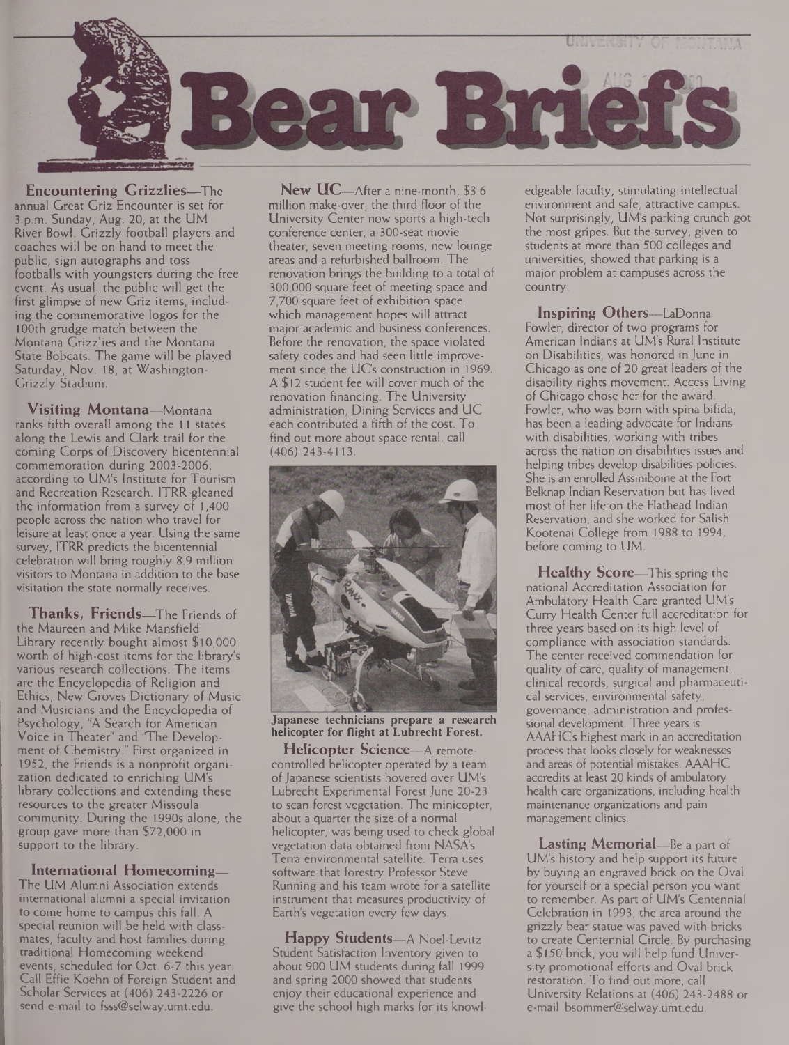# Bear Briefs

**Encountering Grizzlies**—The annual Great Griz Encounter is set for 3 p.m. Sunday, Aug. 20, at the UM River Bowl. Grizzly football players and coaches will be on hand to meet the public, sign autographs and toss footballs with youngsters during the free event. As usual, the public will get the first glimpse of new Griz items, including the commemorative logos for the 100th grudge match between the Montana Grizzlies and the Montana State Bobcats. The game will be played Saturday, Nov. 18, at Washington-Grizzly Stadium.

**Visiting Montana**—Montana ranks fifth overall among the 11 states along the Lewis and Clark trail for the coming Corps of Discovery bicentennial commemoration during 2003-2006, according to UM's Institute for Tourism and Recreation Research. ITRR gleaned the information from a survey of 1,400 people across the nation who travel for leisure at least once a year. Using the same survey, ITRR predicts the bicentennial celebration will bring roughly 8.9 million visitors to Montana in addition to the base visitation the state normally receives.

**Thanks, Friends**—The Friends of the Maureen and Mike Mansfield Library recently bought almost $10,000 worth of high-cost items for the library's various research collections. The items are the Encyclopedia of Religion and Ethics, New Groves Dictionary of Music and Musicians and the Encyclopedia of Psychology, "A Search for American Voice in Theater" and "The Development of Chemistry." First organized in 1952, the Friends is a nonprofit organization dedicated to enriching UM's library collections and extending these resources to the greater Missoula community. During the 1990s alone, the group gave more than $72,000 in support to the library.

**International Homecoming**—The UM Alumni Association extends international alumni a special invitation to come home to campus this fall. A special reunion will be held with classmates, faculty and host families during traditional Homecoming weekend events, scheduled for Oct. 6-7 this year. Call Effie Koehn of Foreign Student and Scholar Services at (406) 243-2226 or send e-mail to fsss@selway.umt.edu.

**New UC**—After a nine-month, $3.6 million make-over, the third floor of the University Center now sports a high-tech conference center, a 300-seat movie theater, seven meeting rooms, new lounge areas and a refurbished ballroom. The renovation brings the building to a total of 300,000 square feet of meeting space and 7,700 square feet of exhibition space, which management hopes will attract major academic and business conferences. Before the renovation, the space violated safety codes and had seen little improvement since the UC's construction in 1969. A $12 student fee will cover much of the renovation financing. The University administration, Dining Services and UC each contributed a fifth of the cost. To find out more about space rental, call (406) 243-4113.

**Japanese technicians prepare a research helicopter for flight at Lubrecht Forest.**

**Helicopter Science**—A remote-controlled helicopter operated by a team of Japanese scientists hovered over UM's Lubrecht Experimental Forest June 20-23 to scan forest vegetation. The minicopter, about a quarter the size of a normal helicopter, was being used to check global vegetation data obtained from NASA's Terra environmental satellite. Terra uses software that forestry Professor Steve Running and his team wrote for a satellite instrument that measures productivity of Earth's vegetation every few days.

**Happy Students**—A Noel-Levitz Student Satisfaction Inventory given to about 900 UM students during fall 1999 and spring 2000 showed that students enjoy their educational experience and give the school high marks for its knowledgeable faculty, stimulating intellectual environment and safe, attractive campus. Not surprisingly, UM's parking crunch got the most gripes. But the survey, given to students at more than 500 colleges and universities, showed that parking is a major problem at campuses across the country.

**Inspiring Others**—LaDonna Fowler, director of two programs for American Indians at UM's Rural Institute on Disabilities, was honored in June in Chicago as one of 20 great leaders of the disability rights movement. Access Living of Chicago chose her for the award. Fowler, who was born with spina bifida, has been a leading advocate for Indians with disabilities, working with tribes across the nation on disabilities issues and helping tribes develop disabilities policies. She is an enrolled Assiniboine at the Fort Belknap Indian Reservation but has lived most of her life on the Flathead Indian Reservation, and she worked for Salish Kootenai College from 1988 to 1994, before coming to UM.

**Healthy Score**—This spring the national Accreditation Association for Ambulatory Health Care granted UM's Curry Health Center full accreditation for three years based on its high level of compliance with association standards. The center received commendation for quality of care, quality of management, clinical records, surgical and pharmaceutical services, environmental safety, governance, administration and professional development. Three years is AAAHC's highest mark in an accreditation process that looks closely for weaknesses and areas of potential mistakes. AAAHC accredits at least 20 kinds of ambulatory health care organizations, including health maintenance organizations and pain management clinics.

**Lasting Memorial**—Be a part of UM's history and help support its future by buying an engraved brick on the Oval for yourself or a special person you want to remember. As part of UM's Centennial Celebration in 1993, the area around the grizzly bear statue was paved with bricks to create Centennial Circle. By purchasing a $150 brick, you will help fund University promotional efforts and Oval brick restoration. To find out more, call University Relations at (406) 243-2488 or e-mail bsommer@selway.umt.edu.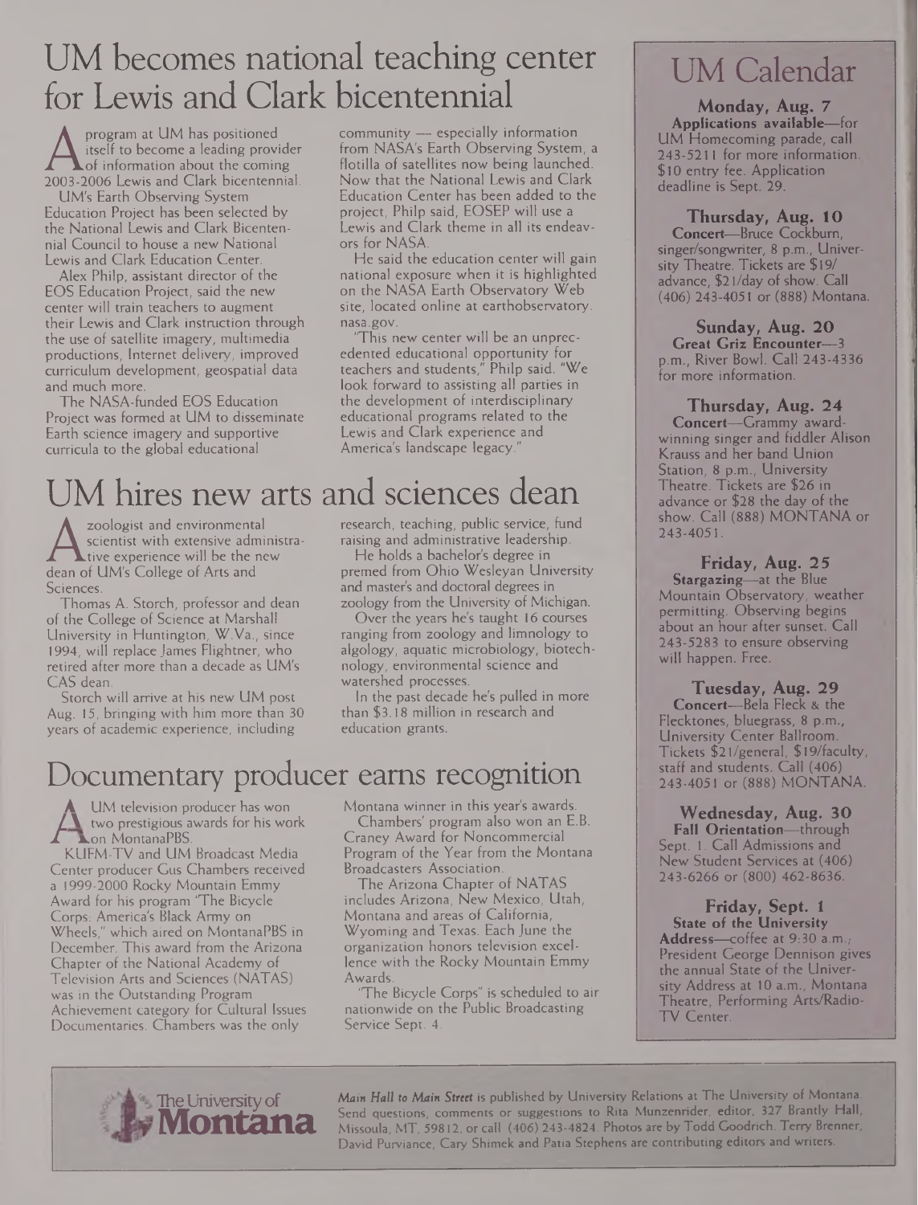# UM becomes national teaching center for Lewis and Clark bicentennial

A program at UM has positioned itself to become a leading provider of information about the coming 2003-2006 Lewis and Clark bicentennial.

UM's Earth Observing System Education Project has been selected by the National Lewis and Clark Bicentennial Council to house a new National Lewis and Clark Education Center.

Alex Philp, assistant director of the EOS Education Project, said the new center will train teachers to augment their Lewis and Clark instruction through the use of satellite imagery, multimedia productions, Internet delivery, improved curriculum development, geospatial data and much more.

The NASA-funded EOS Education Project was formed at UM to disseminate Earth science imagery and supportive curricula to the global educational community — especially information from NASA's Earth Observing System, a flotilla of satellites now being launched. Now that the National Lewis and Clark Education Center has been added to the project, Philp said, EOSEP will use a Lewis and Clark theme in all its endeavors for NASA.

He said the education center will gain national exposure when it is highlighted on the NASA Earth Observatory Web site, located online at earthobservatory.nasa.gov.

"This new center will be an unprecedented educational opportunity for teachers and students," Philp said. "We look forward to assisting all parties in the development of interdisciplinary educational programs related to the Lewis and Clark experience and America's landscape legacy."

# UM hires new arts and sciences dean

A zoologist and environmental scientist with extensive administrative experience will be the new dean of UM's College of Arts and Sciences.

Thomas A. Storch, professor and dean of the College of Science at Marshall University in Huntington, W.Va., since 1994, will replace James Flightner, who retired after more than a decade as UM's CAS dean.

Storch will arrive at his new UM post Aug. 15, bringing with him more than 30 years of academic experience, including research, teaching, public service, fund raising and administrative leadership.

He holds a bachelor's degree in premed from Ohio Wesleyan University and master's and doctoral degrees in zoology from the University of Michigan.

Over the years he's taught 16 courses ranging from zoology and limnology to algology, aquatic microbiology, biotechnology, environmental science and watershed processes.

In the past decade he's pulled in more than $3.18 million in research and education grants.

# Documentary producer earns recognition

A UM television producer has won two prestigious awards for his work on MontanaPBS.

KUFM-TV and UM Broadcast Media Center producer Gus Chambers received a 1999-2000 Rocky Mountain Emmy Award for his program "The Bicycle Corps: America's Black Army on Wheels," which aired on MontanaPBS in December. This award from the Arizona Chapter of the National Academy of Television Arts and Sciences (NATAS) was in the Outstanding Program Achievement category for Cultural Issues Documentaries. Chambers was the only Montana winner in this year's awards.

Chambers' program also won an E.B. Craney Award for Noncommercial Program of the Year from the Montana Broadcasters Association.

The Arizona Chapter of NATAS includes Arizona, New Mexico, Utah, Montana and areas of California, Wyoming and Texas. Each June the organization honors television excellence with the Rocky Mountain Emmy Awards.

"The Bicycle Corps" is scheduled to air nationwide on the Public Broadcasting Service Sept. 4.

# UM Calendar

**Monday, Aug. 7**
**Applications available**—for UM Homecoming parade, call 243-5211 for more information. $10 entry fee. Application deadline is Sept. 29.

**Thursday, Aug. 10**
**Concert**—Bruce Cockburn, singer/songwriter, 8 p.m., University Theatre. Tickets are $19/advance, $21/day of show. Call (406) 243-4051 or (888) Montana.

**Sunday, Aug. 20**
**Great Griz Encounter**—3 p.m., River Bowl. Call 243-4336 for more information.

**Thursday, Aug. 24**
**Concert**—Grammy award-winning singer and fiddler Alison Krauss and her band Union Station, 8 p.m., University Theatre. Tickets are $26 in advance or $28 the day of the show. Call (888) MONTANA or 243-4051.

**Friday, Aug. 25**
**Stargazing**—at the Blue Mountain Observatory, weather permitting. Observing begins about an hour after sunset. Call 243-5283 to ensure observing will happen. Free.

**Tuesday, Aug. 29**
**Concert**—Bela Fleck & the Flecktones, bluegrass, 8 p.m., University Center Ballroom. Tickets $21/general, $19/faculty, staff and students. Call (406) 243-4051 or (888) MONTANA.

**Wednesday, Aug. 30**
**Fall Orientation**—through Sept. 1. Call Admissions and New Student Services at (406) 243-6266 or (800) 462-8636.

**Friday, Sept. 1**
**State of the University Address**—coffee at 9:30 a.m.; President George Dennison gives the annual State of the University Address at 10 a.m., Montana Theatre, Performing Arts/Radio-TV Center.

---

The University of Montana

*Main Hall to Main Street* is published by University Relations at The University of Montana. Send questions, comments or suggestions to Rita Munzenrider, editor, 327 Brantly Hall, Missoula, MT, 59812, or call (406) 243-4824. Photos are by Todd Goodrich. Terry Brenner, David Purviance, Cary Shimek and Patia Stephens are contributing editors and writers.